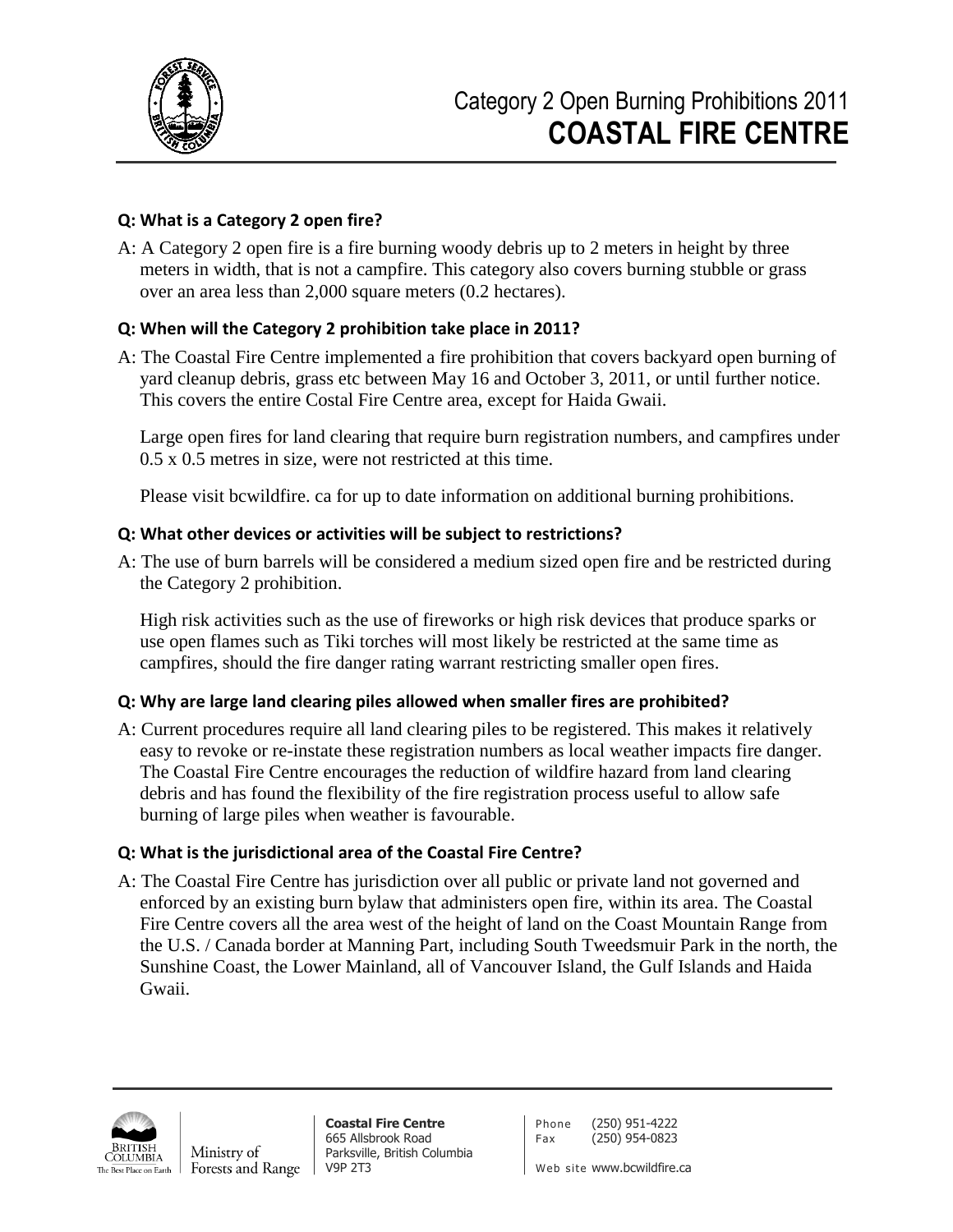# Category 2 Open Burning Prohibitions 2011
# COASTAL FIRE CENTRE

**Q: What is a Category 2 open fire?**

A: A Category 2 open fire is a fire burning woody debris up to 2 meters in height by three meters in width, that is not a campfire. This category also covers burning stubble or grass over an area less than 2,000 square meters (0.2 hectares).

**Q: When will the Category 2 prohibition take place in 2011?**

A: The Coastal Fire Centre implemented a fire prohibition that covers backyard open burning of yard cleanup debris, grass etc between May 16 and October 3, 2011, or until further notice. This covers the entire Costal Fire Centre area, except for Haida Gwaii.

Large open fires for land clearing that require burn registration numbers, and campfires under 0.5 x 0.5 metres in size, were not restricted at this time.

Please visit bcwildfire. ca for up to date information on additional burning prohibitions.

**Q: What other devices or activities will be subject to restrictions?**

A: The use of burn barrels will be considered a medium sized open fire and be restricted during the Category 2 prohibition.

High risk activities such as the use of fireworks or high risk devices that produce sparks or use open flames such as Tiki torches will most likely be restricted at the same time as campfires, should the fire danger rating warrant restricting smaller open fires.

**Q: Why are large land clearing piles allowed when smaller fires are prohibited?**

A: Current procedures require all land clearing piles to be registered. This makes it relatively easy to revoke or re-instate these registration numbers as local weather impacts fire danger. The Coastal Fire Centre encourages the reduction of wildfire hazard from land clearing debris and has found the flexibility of the fire registration process useful to allow safe burning of large piles when weather is favourable.

**Q: What is the jurisdictional area of the Coastal Fire Centre?**

A: The Coastal Fire Centre has jurisdiction over all public or private land not governed and enforced by an existing burn bylaw that administers open fire, within its area. The Coastal Fire Centre covers all the area west of the height of land on the Coast Mountain Range from the U.S. / Canada border at Manning Part, including South Tweedsmuir Park in the north, the Sunshine Coast, the Lower Mainland, all of Vancouver Island, the Gulf Islands and Haida Gwaii.

British Columbia – The Best Place on Earth | Ministry of Forests and Range

**Coastal Fire Centre**
665 Allsbrook Road
Parksville, British Columbia
V9P 2T3

Phone (250) 951-4222
Fax (250) 954-0823

Web site www.bcwildfire.ca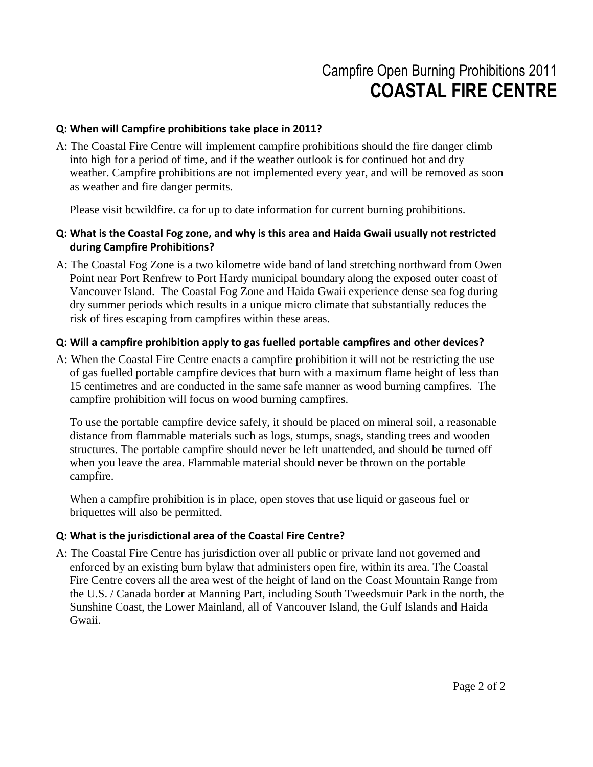# Campfire Open Burning Prohibitions 2011
# COASTAL FIRE CENTRE

**Q: When will Campfire prohibitions take place in 2011?**

A: The Coastal Fire Centre will implement campfire prohibitions should the fire danger climb into high for a period of time, and if the weather outlook is for continued hot and dry weather. Campfire prohibitions are not implemented every year, and will be removed as soon as weather and fire danger permits.

Please visit bcwildfire. ca for up to date information for current burning prohibitions.

**Q: What is the Coastal Fog zone, and why is this area and Haida Gwaii usually not restricted during Campfire Prohibitions?**

A: The Coastal Fog Zone is a two kilometre wide band of land stretching northward from Owen Point near Port Renfrew to Port Hardy municipal boundary along the exposed outer coast of Vancouver Island. The Coastal Fog Zone and Haida Gwaii experience dense sea fog during dry summer periods which results in a unique micro climate that substantially reduces the risk of fires escaping from campfires within these areas.

**Q: Will a campfire prohibition apply to gas fuelled portable campfires and other devices?**

A: When the Coastal Fire Centre enacts a campfire prohibition it will not be restricting the use of gas fuelled portable campfire devices that burn with a maximum flame height of less than 15 centimetres and are conducted in the same safe manner as wood burning campfires. The campfire prohibition will focus on wood burning campfires.

To use the portable campfire device safely, it should be placed on mineral soil, a reasonable distance from flammable materials such as logs, stumps, snags, standing trees and wooden structures. The portable campfire should never be left unattended, and should be turned off when you leave the area. Flammable material should never be thrown on the portable campfire.

When a campfire prohibition is in place, open stoves that use liquid or gaseous fuel or briquettes will also be permitted.

**Q: What is the jurisdictional area of the Coastal Fire Centre?**

A: The Coastal Fire Centre has jurisdiction over all public or private land not governed and enforced by an existing burn bylaw that administers open fire, within its area. The Coastal Fire Centre covers all the area west of the height of land on the Coast Mountain Range from the U.S. / Canada border at Manning Part, including South Tweedsmuir Park in the north, the Sunshine Coast, the Lower Mainland, all of Vancouver Island, the Gulf Islands and Haida Gwaii.